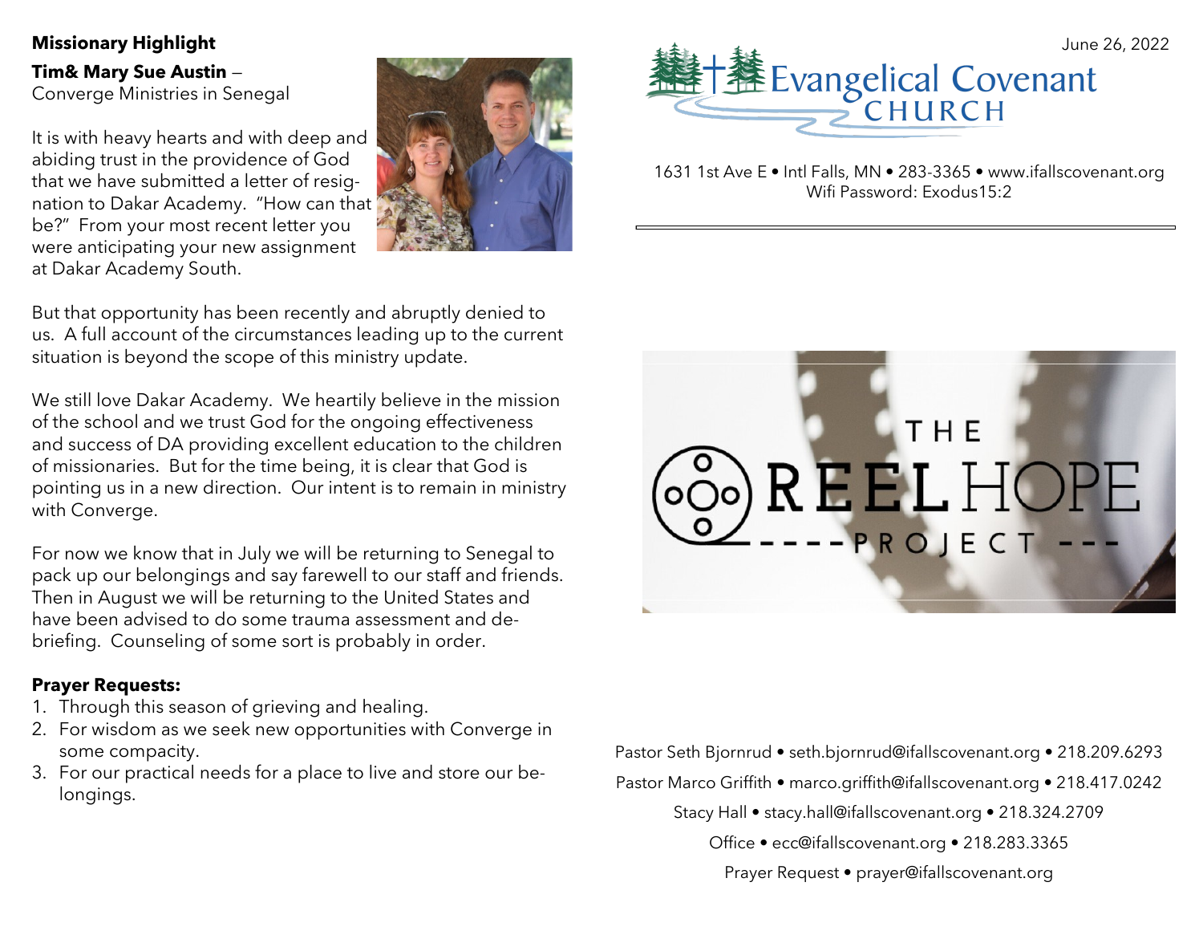## Missionary Highlight

**Tim& Mary Sue Austin** – Converge Ministries in Senegal

It is with heavy hearts and with deep and abiding trust in the providence of God that we have submitted a letter of resignation to Dakar Academy. "How can that be?" From your most recent letter you were anticipating your new assignment at Dakar Academy South.

But that opportunity has been recently and abruptly denied to us. A full account of the circumstances leading up to the current situation is beyond the scope of this ministry update.

We still love Dakar Academy. We heartily believe in the mission of the school and we trust God for the ongoing effectiveness and success of DA providing excellent education to the children of missionaries. But for the time being, it is clear that God is pointing us in a new direction. Our intent is to remain in ministry with Converge.

For now we know that in July we will be returning to Senegal to pack up our belongings and say farewell to our staff and friends. Then in August we will be returning to the United States and have been advised to do some trauma assessment and debriefing. Counseling of some sort is probably in order.

**Prayer Requests:**

1. Through this season of grieving and healing.
2. For wisdom as we seek new opportunities with Converge in some compacity.
3. For our practical needs for a place to live and store our belongings.

June 26, 2022

# Evangelical Covenant CHURCH

1631 1st Ave E • Intl Falls, MN • 283-3365 • www.ifallscovenant.org
Wifi Password: Exodus15:2

THE REEL HOPE PROJECT

Pastor Seth Bjornrud • seth.bjornrud@ifallscovenant.org • 218.209.6293

Pastor Marco Griffith • marco.griffith@ifallscovenant.org • 218.417.0242

Stacy Hall • stacy.hall@ifallscovenant.org • 218.324.2709

Office • ecc@ifallscovenant.org • 218.283.3365

Prayer Request • prayer@ifallscovenant.org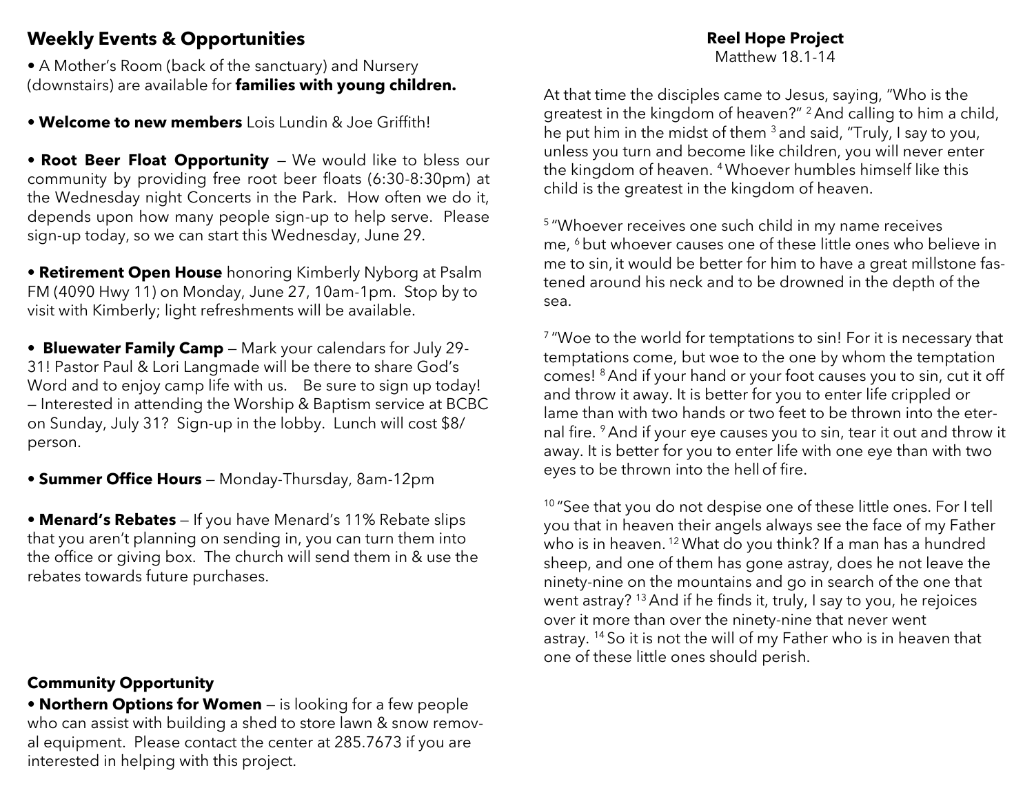## Weekly Events & Opportunities

• A Mother's Room (back of the sanctuary) and Nursery (downstairs) are available for **families with young children.**

• **Welcome to new members** Lois Lundin & Joe Griffith!

• **Root Beer Float Opportunity** — We would like to bless our community by providing free root beer floats (6:30-8:30pm) at the Wednesday night Concerts in the Park. How often we do it, depends upon how many people sign-up to help serve. Please sign-up today, so we can start this Wednesday, June 29.

• **Retirement Open House** honoring Kimberly Nyborg at Psalm FM (4090 Hwy 11) on Monday, June 27, 10am-1pm. Stop by to visit with Kimberly; light refreshments will be available.

• **Bluewater Family Camp** — Mark your calendars for July 29-31! Pastor Paul & Lori Langmade will be there to share God's Word and to enjoy camp life with us. Be sure to sign up today! — Interested in attending the Worship & Baptism service at BCBC on Sunday, July 31? Sign-up in the lobby. Lunch will cost $8/person.

• **Summer Office Hours** — Monday-Thursday, 8am-12pm

• **Menard's Rebates** — If you have Menard's 11% Rebate slips that you aren't planning on sending in, you can turn them into the office or giving box. The church will send them in & use the rebates towards future purchases.

### Community Opportunity

• **Northern Options for Women** — is looking for a few people who can assist with building a shed to store lawn & snow removal equipment. Please contact the center at 285.7673 if you are interested in helping with this project.

## Reel Hope Project

Matthew 18.1-14

At that time the disciples came to Jesus, saying, "Who is the greatest in the kingdom of heaven?" [2] And calling to him a child, he put him in the midst of them [3] and said, "Truly, I say to you, unless you turn and become like children, you will never enter the kingdom of heaven. [4] Whoever humbles himself like this child is the greatest in the kingdom of heaven.

[5] "Whoever receives one such child in my name receives me, [6] but whoever causes one of these little ones who believe in me to sin, it would be better for him to have a great millstone fastened around his neck and to be drowned in the depth of the sea.

[7] "Woe to the world for temptations to sin! For it is necessary that temptations come, but woe to the one by whom the temptation comes! [8] And if your hand or your foot causes you to sin, cut it off and throw it away. It is better for you to enter life crippled or lame than with two hands or two feet to be thrown into the eternal fire. [9] And if your eye causes you to sin, tear it out and throw it away. It is better for you to enter life with one eye than with two eyes to be thrown into the hell of fire.

[10] "See that you do not despise one of these little ones. For I tell you that in heaven their angels always see the face of my Father who is in heaven. [12] What do you think? If a man has a hundred sheep, and one of them has gone astray, does he not leave the ninety-nine on the mountains and go in search of the one that went astray? [13] And if he finds it, truly, I say to you, he rejoices over it more than over the ninety-nine that never went astray. [14] So it is not the will of my Father who is in heaven that one of these little ones should perish.